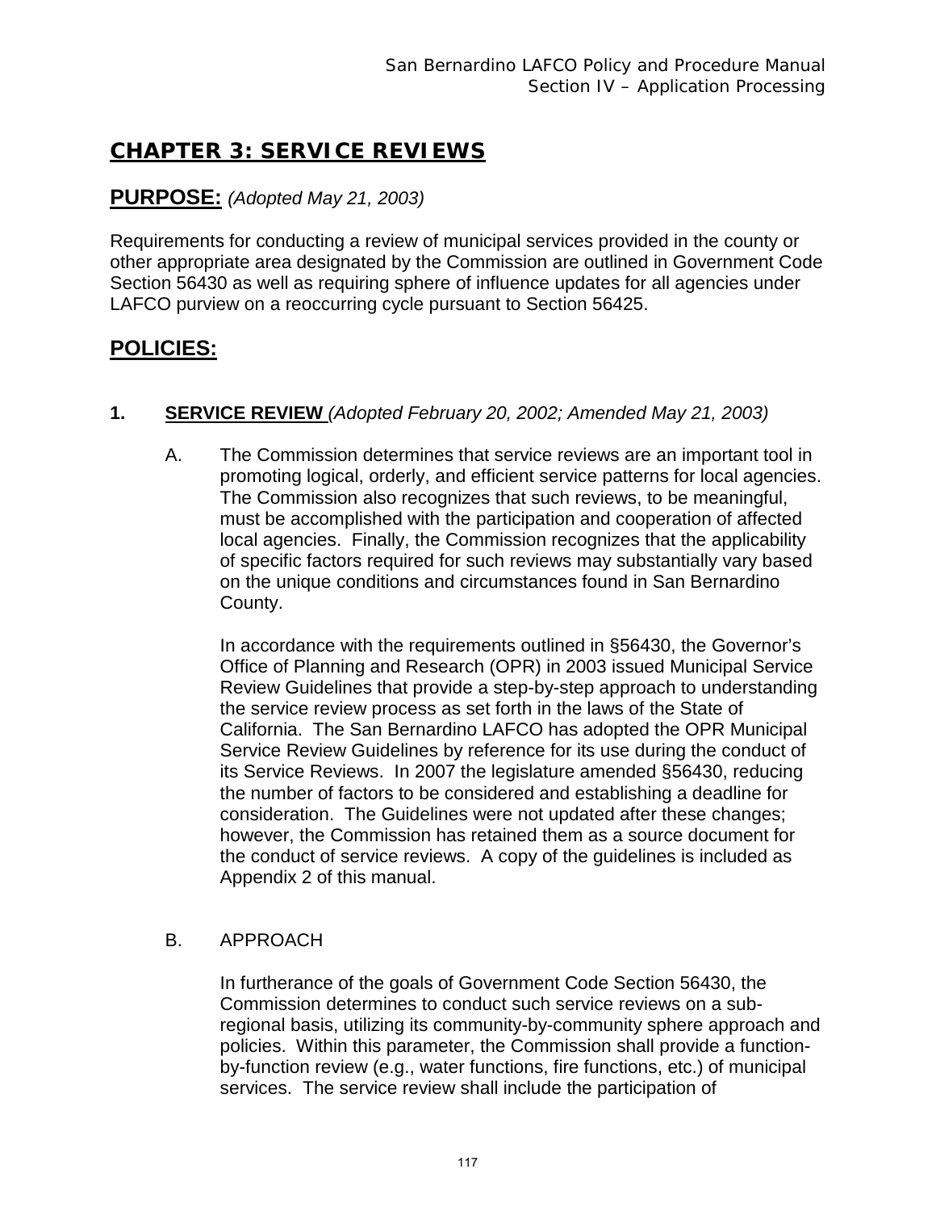# CHAPTER 3: SERVICE REVIEWS

## PURPOSE: *(Adopted May 21, 2003)*

Requirements for conducting a review of municipal services provided in the county or other appropriate area designated by the Commission are outlined in Government Code Section 56430 as well as requiring sphere of influence updates for all agencies under LAFCO purview on a reoccurring cycle pursuant to Section 56425.

## POLICIES:

### 1. SERVICE REVIEW *(Adopted February 20, 2002; Amended May 21, 2003)*

A. The Commission determines that service reviews are an important tool in promoting logical, orderly, and efficient service patterns for local agencies. The Commission also recognizes that such reviews, to be meaningful, must be accomplished with the participation and cooperation of affected local agencies. Finally, the Commission recognizes that the applicability of specific factors required for such reviews may substantially vary based on the unique conditions and circumstances found in San Bernardino County.

In accordance with the requirements outlined in §56430, the Governor's Office of Planning and Research (OPR) in 2003 issued Municipal Service Review Guidelines that provide a step-by-step approach to understanding the service review process as set forth in the laws of the State of California. The San Bernardino LAFCO has adopted the OPR Municipal Service Review Guidelines by reference for its use during the conduct of its Service Reviews. In 2007 the legislature amended §56430, reducing the number of factors to be considered and establishing a deadline for consideration. The Guidelines were not updated after these changes; however, the Commission has retained them as a source document for the conduct of service reviews. A copy of the guidelines is included as Appendix 2 of this manual.

B. APPROACH

In furtherance of the goals of Government Code Section 56430, the Commission determines to conduct such service reviews on a sub-regional basis, utilizing its community-by-community sphere approach and policies. Within this parameter, the Commission shall provide a function-by-function review (e.g., water functions, fire functions, etc.) of municipal services. The service review shall include the participation of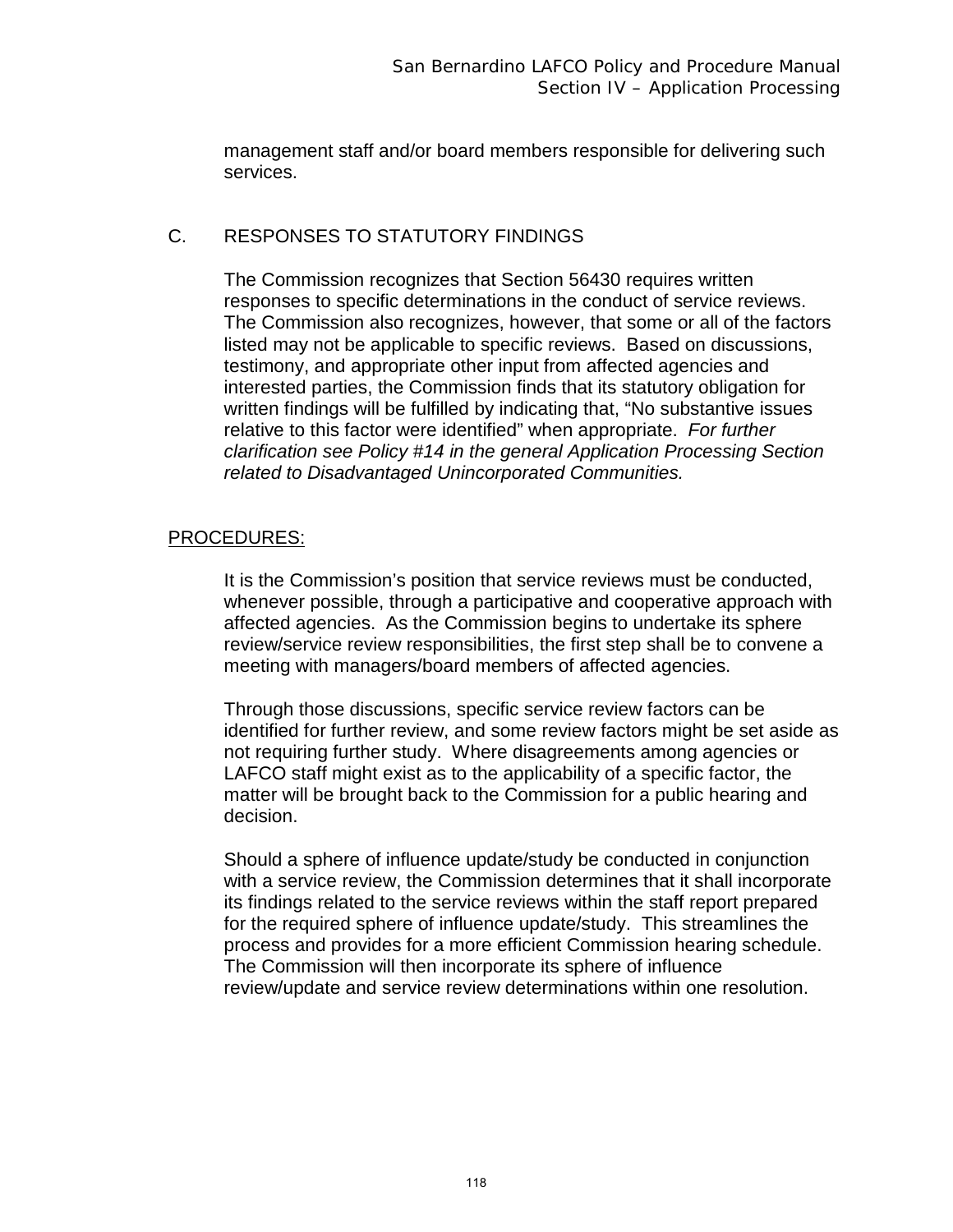management staff and/or board members responsible for delivering such services.

## C. RESPONSES TO STATUTORY FINDINGS

The Commission recognizes that Section 56430 requires written responses to specific determinations in the conduct of service reviews. The Commission also recognizes, however, that some or all of the factors listed may not be applicable to specific reviews. Based on discussions, testimony, and appropriate other input from affected agencies and interested parties, the Commission finds that its statutory obligation for written findings will be fulfilled by indicating that, "No substantive issues relative to this factor were identified" when appropriate. *For further clarification see Policy #14 in the general Application Processing Section related to Disadvantaged Unincorporated Communities.*

## PROCEDURES:

It is the Commission's position that service reviews must be conducted, whenever possible, through a participative and cooperative approach with affected agencies. As the Commission begins to undertake its sphere review/service review responsibilities, the first step shall be to convene a meeting with managers/board members of affected agencies.

Through those discussions, specific service review factors can be identified for further review, and some review factors might be set aside as not requiring further study. Where disagreements among agencies or LAFCO staff might exist as to the applicability of a specific factor, the matter will be brought back to the Commission for a public hearing and decision.

Should a sphere of influence update/study be conducted in conjunction with a service review, the Commission determines that it shall incorporate its findings related to the service reviews within the staff report prepared for the required sphere of influence update/study. This streamlines the process and provides for a more efficient Commission hearing schedule. The Commission will then incorporate its sphere of influence review/update and service review determinations within one resolution.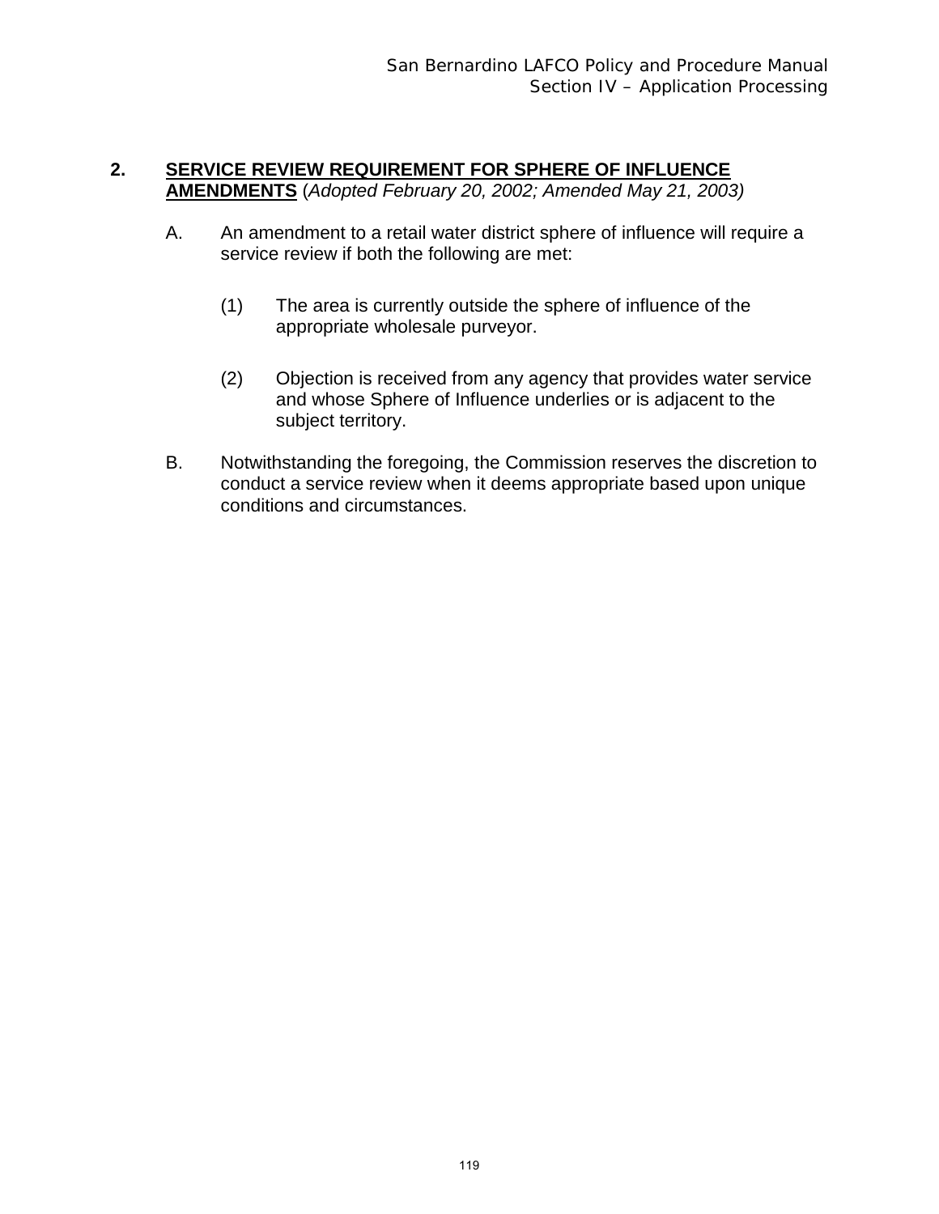## 2. **SERVICE REVIEW REQUIREMENT FOR SPHERE OF INFLUENCE AMENDMENTS** (*Adopted February 20, 2002; Amended May 21, 2003)*

A. An amendment to a retail water district sphere of influence will require a service review if both the following are met:

   (1) The area is currently outside the sphere of influence of the appropriate wholesale purveyor.

   (2) Objection is received from any agency that provides water service and whose Sphere of Influence underlies or is adjacent to the subject territory.

B. Notwithstanding the foregoing, the Commission reserves the discretion to conduct a service review when it deems appropriate based upon unique conditions and circumstances.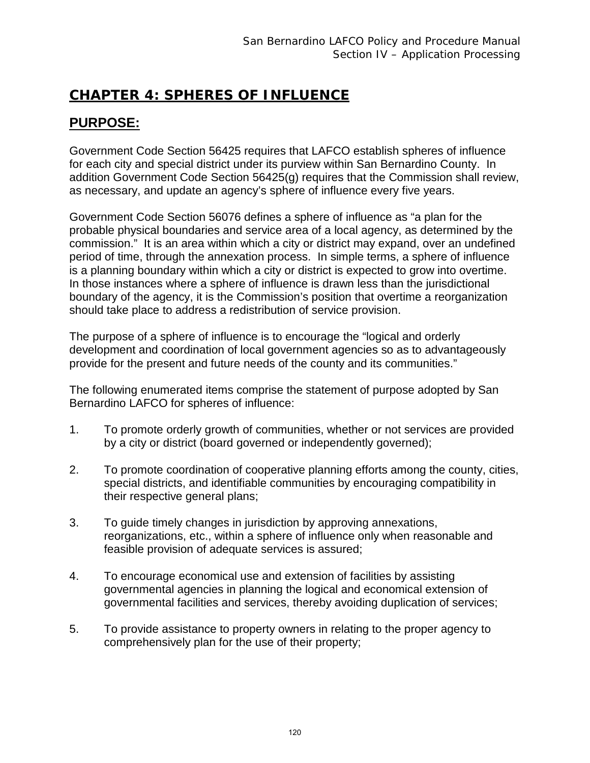# CHAPTER 4: SPHERES OF INFLUENCE

## PURPOSE:

Government Code Section 56425 requires that LAFCO establish spheres of influence for each city and special district under its purview within San Bernardino County. In addition Government Code Section 56425(g) requires that the Commission shall review, as necessary, and update an agency's sphere of influence every five years.

Government Code Section 56076 defines a sphere of influence as "a plan for the probable physical boundaries and service area of a local agency, as determined by the commission." It is an area within which a city or district may expand, over an undefined period of time, through the annexation process. In simple terms, a sphere of influence is a planning boundary within which a city or district is expected to grow into overtime. In those instances where a sphere of influence is drawn less than the jurisdictional boundary of the agency, it is the Commission's position that overtime a reorganization should take place to address a redistribution of service provision.

The purpose of a sphere of influence is to encourage the "logical and orderly development and coordination of local government agencies so as to advantageously provide for the present and future needs of the county and its communities."

The following enumerated items comprise the statement of purpose adopted by San Bernardino LAFCO for spheres of influence:

1. To promote orderly growth of communities, whether or not services are provided by a city or district (board governed or independently governed);

2. To promote coordination of cooperative planning efforts among the county, cities, special districts, and identifiable communities by encouraging compatibility in their respective general plans;

3. To guide timely changes in jurisdiction by approving annexations, reorganizations, etc., within a sphere of influence only when reasonable and feasible provision of adequate services is assured;

4. To encourage economical use and extension of facilities by assisting governmental agencies in planning the logical and economical extension of governmental facilities and services, thereby avoiding duplication of services;

5. To provide assistance to property owners in relating to the proper agency to comprehensively plan for the use of their property;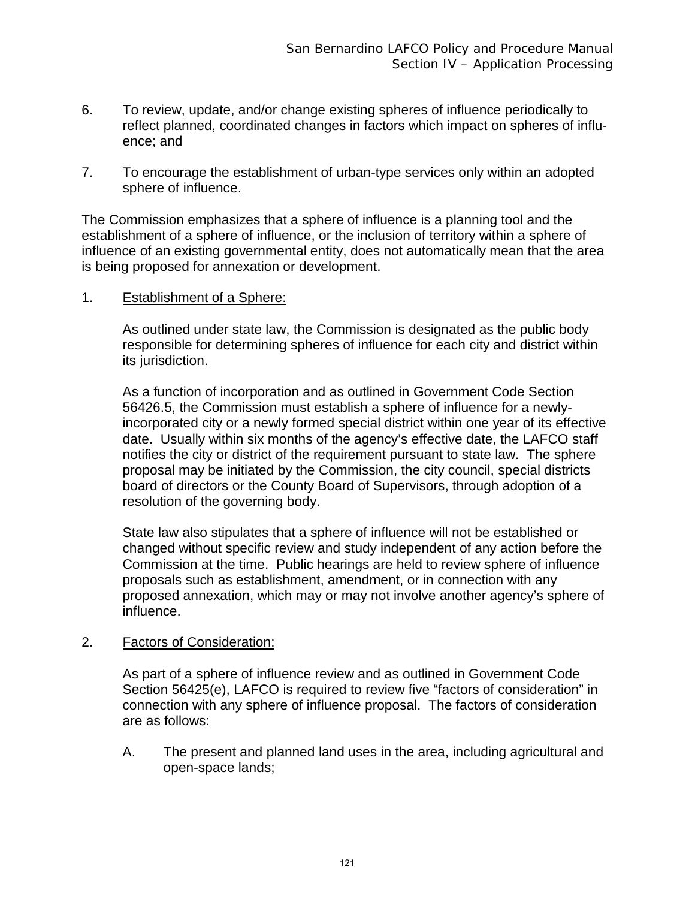6. To review, update, and/or change existing spheres of influence periodically to reflect planned, coordinated changes in factors which impact on spheres of influence; and

7. To encourage the establishment of urban-type services only within an adopted sphere of influence.

The Commission emphasizes that a sphere of influence is a planning tool and the establishment of a sphere of influence, or the inclusion of territory within a sphere of influence of an existing governmental entity, does not automatically mean that the area is being proposed for annexation or development.

1. <u>Establishment of a Sphere:</u>

   As outlined under state law, the Commission is designated as the public body responsible for determining spheres of influence for each city and district within its jurisdiction.

   As a function of incorporation and as outlined in Government Code Section 56426.5, the Commission must establish a sphere of influence for a newly-incorporated city or a newly formed special district within one year of its effective date. Usually within six months of the agency's effective date, the LAFCO staff notifies the city or district of the requirement pursuant to state law. The sphere proposal may be initiated by the Commission, the city council, special districts board of directors or the County Board of Supervisors, through adoption of a resolution of the governing body.

   State law also stipulates that a sphere of influence will not be established or changed without specific review and study independent of any action before the Commission at the time. Public hearings are held to review sphere of influence proposals such as establishment, amendment, or in connection with any proposed annexation, which may or may not involve another agency's sphere of influence.

2. <u>Factors of Consideration:</u>

   As part of a sphere of influence review and as outlined in Government Code Section 56425(e), LAFCO is required to review five "factors of consideration" in connection with any sphere of influence proposal. The factors of consideration are as follows:

   A. The present and planned land uses in the area, including agricultural and open-space lands;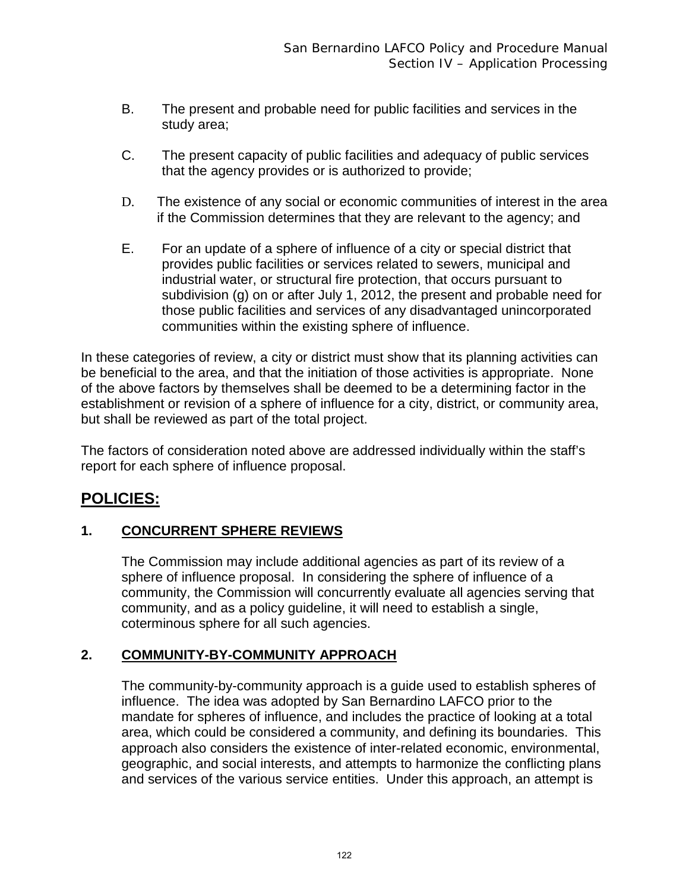B. The present and probable need for public facilities and services in the study area;

C. The present capacity of public facilities and adequacy of public services that the agency provides or is authorized to provide;

D. The existence of any social or economic communities of interest in the area if the Commission determines that they are relevant to the agency; and

E. For an update of a sphere of influence of a city or special district that provides public facilities or services related to sewers, municipal and industrial water, or structural fire protection, that occurs pursuant to subdivision (g) on or after July 1, 2012, the present and probable need for those public facilities and services of any disadvantaged unincorporated communities within the existing sphere of influence.

In these categories of review, a city or district must show that its planning activities can be beneficial to the area, and that the initiation of those activities is appropriate. None of the above factors by themselves shall be deemed to be a determining factor in the establishment or revision of a sphere of influence for a city, district, or community area, but shall be reviewed as part of the total project.

The factors of consideration noted above are addressed individually within the staff's report for each sphere of influence proposal.

## **POLICIES:**

### **1. CONCURRENT SPHERE REVIEWS**

The Commission may include additional agencies as part of its review of a sphere of influence proposal. In considering the sphere of influence of a community, the Commission will concurrently evaluate all agencies serving that community, and as a policy guideline, it will need to establish a single, coterminous sphere for all such agencies.

### **2. COMMUNITY-BY-COMMUNITY APPROACH**

The community-by-community approach is a guide used to establish spheres of influence. The idea was adopted by San Bernardino LAFCO prior to the mandate for spheres of influence, and includes the practice of looking at a total area, which could be considered a community, and defining its boundaries. This approach also considers the existence of inter-related economic, environmental, geographic, and social interests, and attempts to harmonize the conflicting plans and services of the various service entities. Under this approach, an attempt is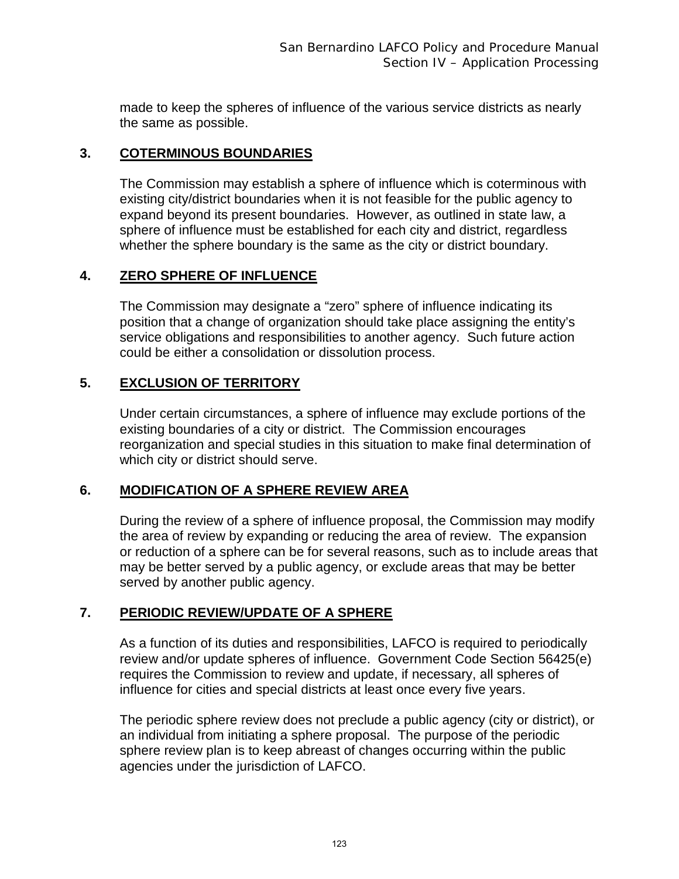made to keep the spheres of influence of the various service districts as nearly the same as possible.

### 3. COTERMINOUS BOUNDARIES

The Commission may establish a sphere of influence which is coterminous with existing city/district boundaries when it is not feasible for the public agency to expand beyond its present boundaries. However, as outlined in state law, a sphere of influence must be established for each city and district, regardless whether the sphere boundary is the same as the city or district boundary.

### 4. ZERO SPHERE OF INFLUENCE

The Commission may designate a "zero" sphere of influence indicating its position that a change of organization should take place assigning the entity's service obligations and responsibilities to another agency. Such future action could be either a consolidation or dissolution process.

### 5. EXCLUSION OF TERRITORY

Under certain circumstances, a sphere of influence may exclude portions of the existing boundaries of a city or district. The Commission encourages reorganization and special studies in this situation to make final determination of which city or district should serve.

### 6. MODIFICATION OF A SPHERE REVIEW AREA

During the review of a sphere of influence proposal, the Commission may modify the area of review by expanding or reducing the area of review. The expansion or reduction of a sphere can be for several reasons, such as to include areas that may be better served by a public agency, or exclude areas that may be better served by another public agency.

### 7. PERIODIC REVIEW/UPDATE OF A SPHERE

As a function of its duties and responsibilities, LAFCO is required to periodically review and/or update spheres of influence. Government Code Section 56425(e) requires the Commission to review and update, if necessary, all spheres of influence for cities and special districts at least once every five years.

The periodic sphere review does not preclude a public agency (city or district), or an individual from initiating a sphere proposal. The purpose of the periodic sphere review plan is to keep abreast of changes occurring within the public agencies under the jurisdiction of LAFCO.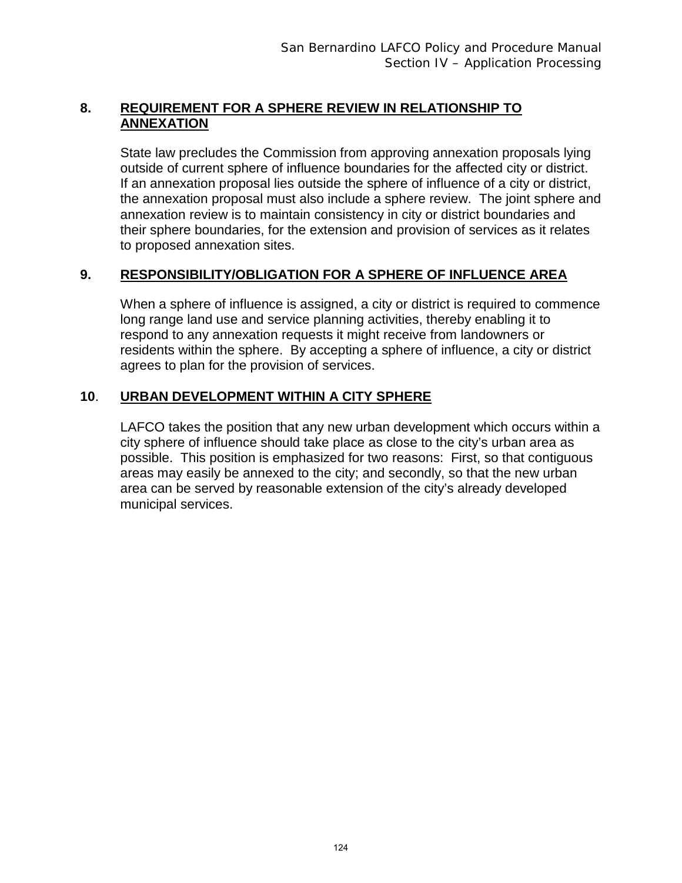## 8. REQUIREMENT FOR A SPHERE REVIEW IN RELATIONSHIP TO ANNEXATION

State law precludes the Commission from approving annexation proposals lying outside of current sphere of influence boundaries for the affected city or district. If an annexation proposal lies outside the sphere of influence of a city or district, the annexation proposal must also include a sphere review. The joint sphere and annexation review is to maintain consistency in city or district boundaries and their sphere boundaries, for the extension and provision of services as it relates to proposed annexation sites.

## 9. RESPONSIBILITY/OBLIGATION FOR A SPHERE OF INFLUENCE AREA

When a sphere of influence is assigned, a city or district is required to commence long range land use and service planning activities, thereby enabling it to respond to any annexation requests it might receive from landowners or residents within the sphere. By accepting a sphere of influence, a city or district agrees to plan for the provision of services.

## 10. URBAN DEVELOPMENT WITHIN A CITY SPHERE

LAFCO takes the position that any new urban development which occurs within a city sphere of influence should take place as close to the city's urban area as possible. This position is emphasized for two reasons: First, so that contiguous areas may easily be annexed to the city; and secondly, so that the new urban area can be served by reasonable extension of the city's already developed municipal services.